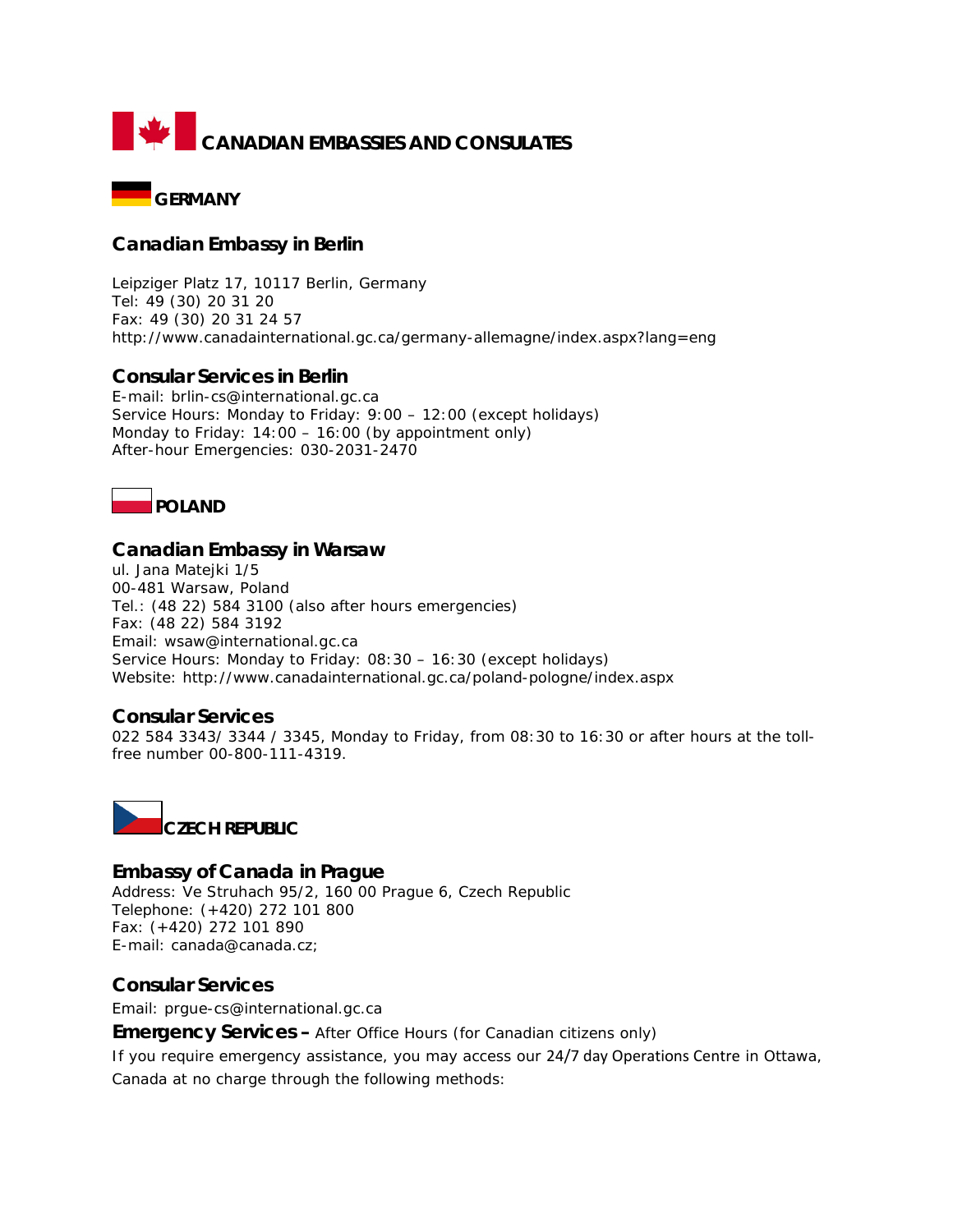# CANADIAN EMBASSIES AND CONSULATES

## GERMANY

### Canadian Embassy in Berlin

Leipziger Platz 17, 10117 Berlin, Germany
Tel: 49 (30) 20 31 20
Fax: 49 (30) 20 31 24 57
http://www.canadainternational.gc.ca/germany-allemagne/index.aspx?lang=eng

### Consular Services in Berlin

E-mail: brlin-cs@international.gc.ca
Service Hours: Monday to Friday: 9:00 – 12:00 (except holidays)
Monday to Friday: 14:00 – 16:00 (by appointment only)
After-hour Emergencies: 030-2031-2470

## POLAND

### Canadian Embassy in Warsaw

ul. Jana Matejki 1/5
00-481 Warsaw, Poland
Tel.: (48 22) 584 3100 (also after hours emergencies)
Fax: (48 22) 584 3192
Email: wsaw@international.gc.ca
Service Hours: Monday to Friday: 08:30 – 16:30 (except holidays)
Website: http://www.canadainternational.gc.ca/poland-pologne/index.aspx

### Consular Services

022 584 3343/ 3344 / 3345, Monday to Friday, from 08:30 to 16:30 or after hours at the toll-free number 00-800-111-4319.

## CZECH REPUBLIC

### Embassy of Canada in Prague

Address: Ve Struhach 95/2, 160 00 Prague 6, Czech Republic
Telephone: (+420) 272 101 800
Fax: (+420) 272 101 890
E-mail: canada@canada.cz;

### Consular Services

Email: prgue-cs@international.gc.ca

**Emergency Services –** After Office Hours (for Canadian citizens only)

If you require emergency assistance, you may access our 24/7 day Operations Centre in Ottawa, Canada at no charge through the following methods: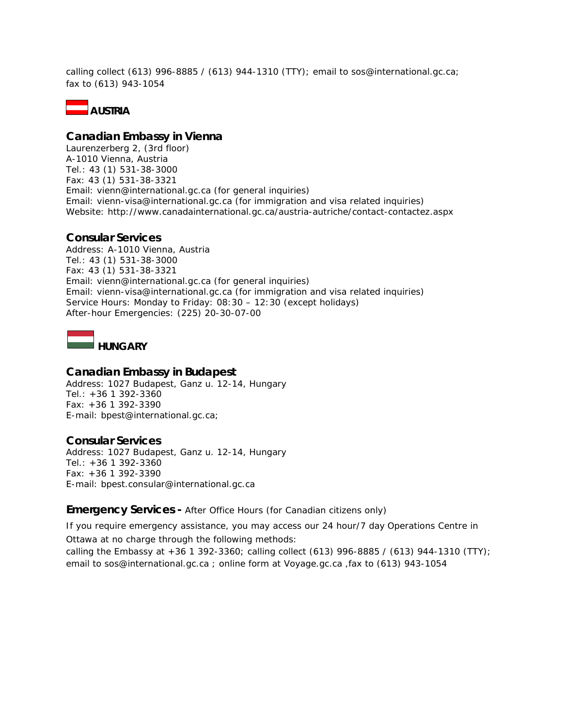calling collect (613) 996-8885 / (613) 944-1310 (TTY); email to sos@international.gc.ca; fax to (613) 943-1054

## AUSTRIA

### Canadian Embassy in Vienna

Laurenzerberg 2, (3rd floor)
A-1010 Vienna, Austria
Tel.: 43 (1) 531-38-3000
Fax: 43 (1) 531-38-3321
Email: vienn@international.gc.ca (for general inquiries)
Email: vienn-visa@international.gc.ca (for immigration and visa related inquiries)
Website: http://www.canadainternational.gc.ca/austria-autriche/contact-contactez.aspx

### Consular Services

Address: A-1010 Vienna, Austria
Tel.: 43 (1) 531-38-3000
Fax: 43 (1) 531-38-3321
Email: vienn@international.gc.ca (for general inquiries)
Email: vienn-visa@international.gc.ca (for immigration and visa related inquiries)
Service Hours: Monday to Friday: 08:30 – 12:30 (except holidays)
After-hour Emergencies: (225) 20-30-07-00

## HUNGARY

### Canadian Embassy in Budapest

Address: 1027 Budapest, Ganz u. 12-14, Hungary
Tel.: +36 1 392-3360
Fax: +36 1 392-3390
E-mail: bpest@international.gc.ca;

### Consular Services

Address: 1027 Budapest, Ganz u. 12-14, Hungary
Tel.: +36 1 392-3360
Fax: +36 1 392-3390
E-mail: bpest.consular@international.gc.ca

### Emergency Services - After Office Hours (for Canadian citizens only)

If you require emergency assistance, you may access our 24 hour/7 day Operations Centre in Ottawa at no charge through the following methods:
calling the Embassy at +36 1 392-3360; calling collect (613) 996-8885 / (613) 944-1310 (TTY); email to sos@international.gc.ca ; online form at Voyage.gc.ca ,fax to (613) 943-1054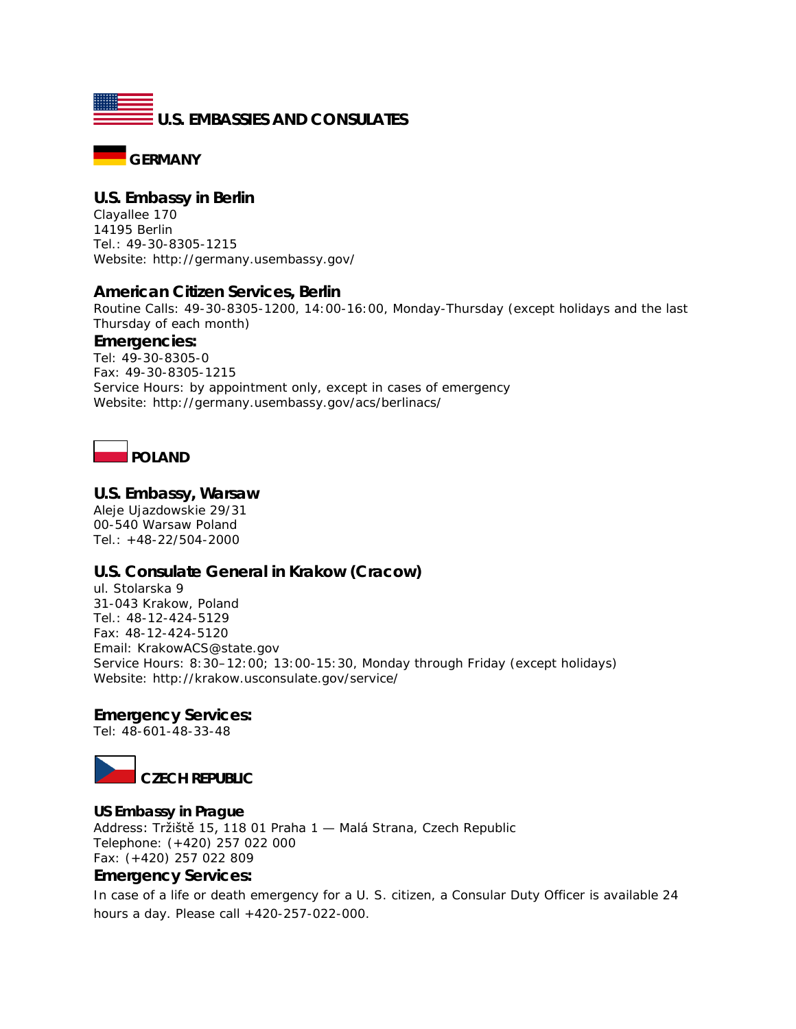# U.S. EMBASSIES AND CONSULATES

## GERMANY

### U.S. Embassy in Berlin

Clayallee 170
14195 Berlin
Tel.: 49-30-8305-1215
Website: http://germany.usembassy.gov/

### American Citizen Services, Berlin

Routine Calls: 49-30-8305-1200, 14:00-16:00, Monday-Thursday (except holidays and the last Thursday of each month)

### Emergencies:

Tel: 49-30-8305-0
Fax: 49-30-8305-1215
Service Hours: by appointment only, except in cases of emergency
Website: http://germany.usembassy.gov/acs/berlinacs/

## POLAND

### U.S. Embassy, Warsaw

Aleje Ujazdowskie 29/31
00-540 Warsaw Poland
Tel.: +48-22/504-2000

### U.S. Consulate General in Krakow (Cracow)

ul. Stolarska 9
31-043 Krakow, Poland
Tel.: 48-12-424-5129
Fax: 48-12-424-5120
Email: KrakowACS@state.gov
Service Hours: 8:30–12:00; 13:00-15:30, Monday through Friday (except holidays)
Website: http://krakow.usconsulate.gov/service/

### Emergency Services:

Tel: 48-601-48-33-48

## CZECH REPUBLIC

### US Embassy in Prague

Address: Tržiště 15, 118 01 Praha 1 — Malá Strana, Czech Republic
Telephone: (+420) 257 022 000
Fax: (+420) 257 022 809

### Emergency Services:

In case of a life or death emergency for a U. S. citizen, a Consular Duty Officer is available 24 hours a day. Please call +420-257-022-000.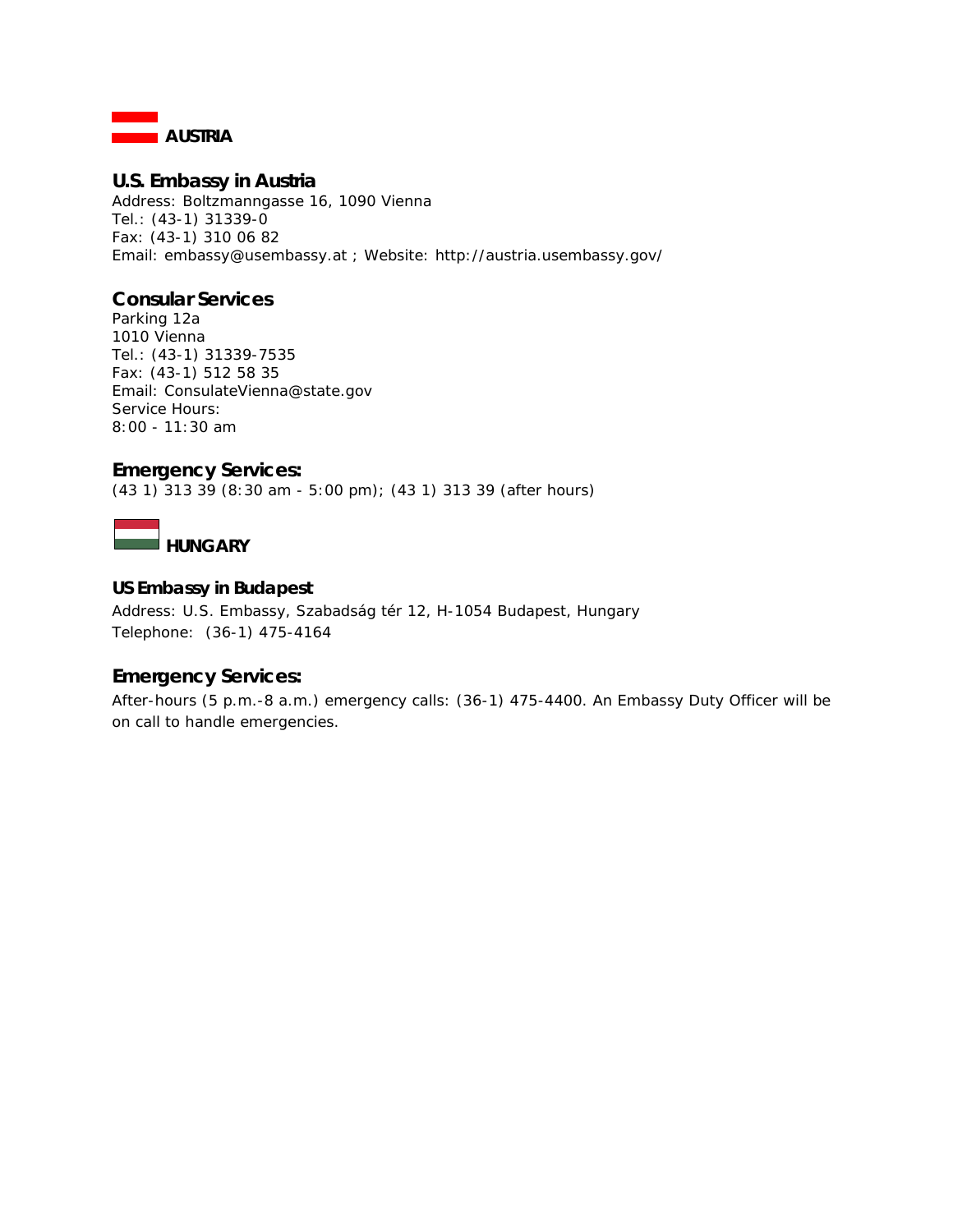## AUSTRIA

### U.S. Embassy in Austria

Address: Boltzmanngasse 16, 1090 Vienna
Tel.: (43-1) 31339-0
Fax: (43-1) 310 06 82
Email: embassy@usembassy.at ; Website: http://austria.usembassy.gov/

### Consular Services

Parking 12a
1010 Vienna
Tel.: (43-1) 31339-7535
Fax: (43-1) 512 58 35
Email: ConsulateVienna@state.gov
Service Hours:
8:00 - 11:30 am

### Emergency Services:

(43 1) 313 39 (8:30 am - 5:00 pm); (43 1) 313 39 (after hours)

## HUNGARY

### US Embassy in Budapest

Address: U.S. Embassy, Szabadság tér 12, H-1054 Budapest, Hungary
Telephone: (36-1) 475-4164

### Emergency Services:

After-hours (5 p.m.-8 a.m.) emergency calls: (36-1) 475-4400. An Embassy Duty Officer will be on call to handle emergencies.